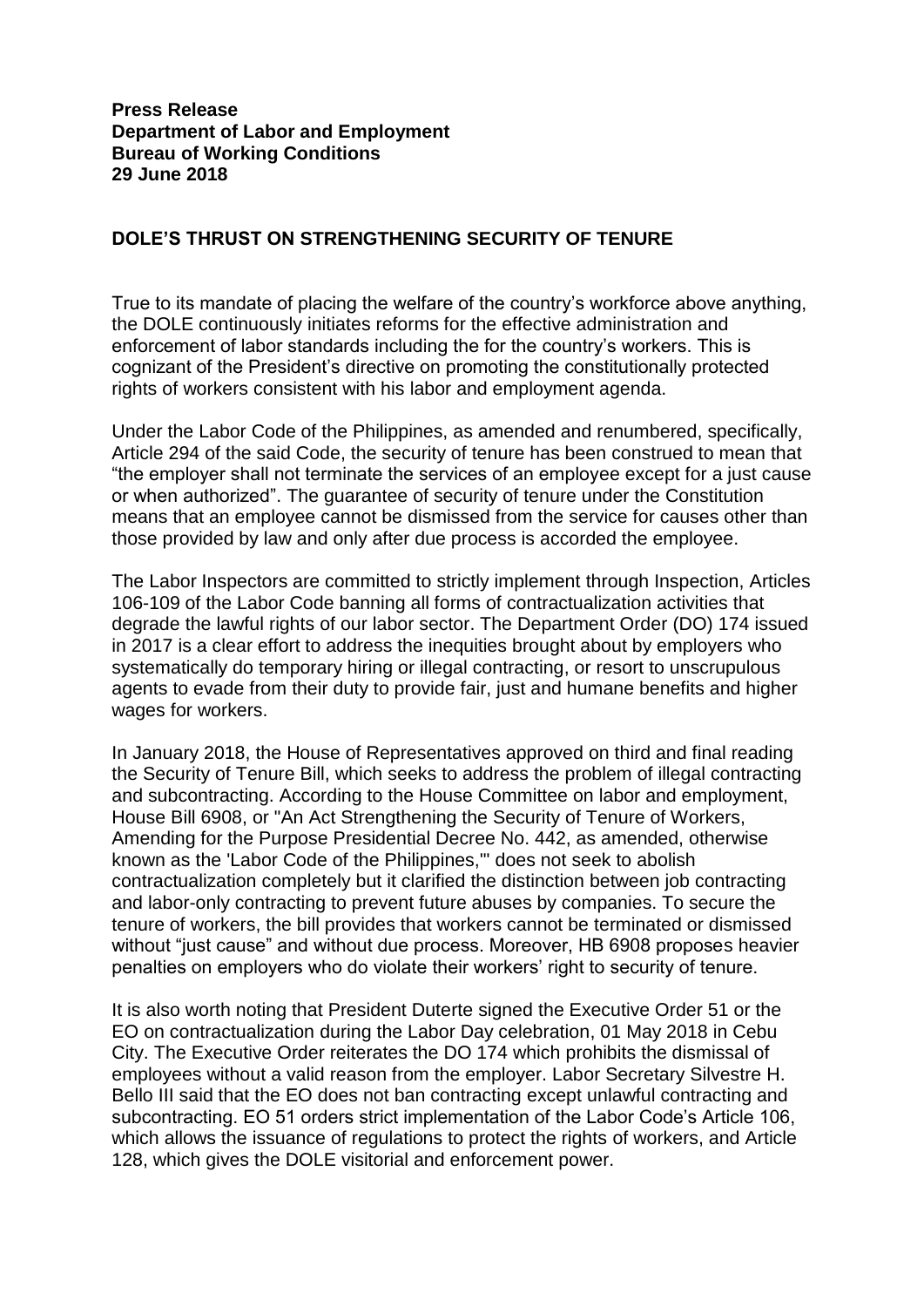**Press Release**
**Department of Labor and Employment**
**Bureau of Working Conditions**
**29 June 2018**

## DOLE'S THRUST ON STRENGTHENING SECURITY OF TENURE

True to its mandate of placing the welfare of the country's workforce above anything, the DOLE continuously initiates reforms for the effective administration and enforcement of labor standards including the for the country's workers. This is cognizant of the President's directive on promoting the constitutionally protected rights of workers consistent with his labor and employment agenda.

Under the Labor Code of the Philippines, as amended and renumbered, specifically, Article 294 of the said Code, the security of tenure has been construed to mean that "the employer shall not terminate the services of an employee except for a just cause or when authorized". The guarantee of security of tenure under the Constitution means that an employee cannot be dismissed from the service for causes other than those provided by law and only after due process is accorded the employee.

The Labor Inspectors are committed to strictly implement through Inspection, Articles 106-109 of the Labor Code banning all forms of contractualization activities that degrade the lawful rights of our labor sector. The Department Order (DO) 174 issued in 2017 is a clear effort to address the inequities brought about by employers who systematically do temporary hiring or illegal contracting, or resort to unscrupulous agents to evade from their duty to provide fair, just and humane benefits and higher wages for workers.

In January 2018, the House of Representatives approved on third and final reading the Security of Tenure Bill, which seeks to address the problem of illegal contracting and subcontracting. According to the House Committee on labor and employment, House Bill 6908, or "An Act Strengthening the Security of Tenure of Workers, Amending for the Purpose Presidential Decree No. 442, as amended, otherwise known as the 'Labor Code of the Philippines,'" does not seek to abolish contractualization completely but it clarified the distinction between job contracting and labor-only contracting to prevent future abuses by companies. To secure the tenure of workers, the bill provides that workers cannot be terminated or dismissed without "just cause" and without due process. Moreover, HB 6908 proposes heavier penalties on employers who do violate their workers' right to security of tenure.

It is also worth noting that President Duterte signed the Executive Order 51 or the EO on contractualization during the Labor Day celebration, 01 May 2018 in Cebu City. The Executive Order reiterates the DO 174 which prohibits the dismissal of employees without a valid reason from the employer. Labor Secretary Silvestre H. Bello III said that the EO does not ban contracting except unlawful contracting and subcontracting. EO 51 orders strict implementation of the Labor Code's Article 106, which allows the issuance of regulations to protect the rights of workers, and Article 128, which gives the DOLE visitorial and enforcement power.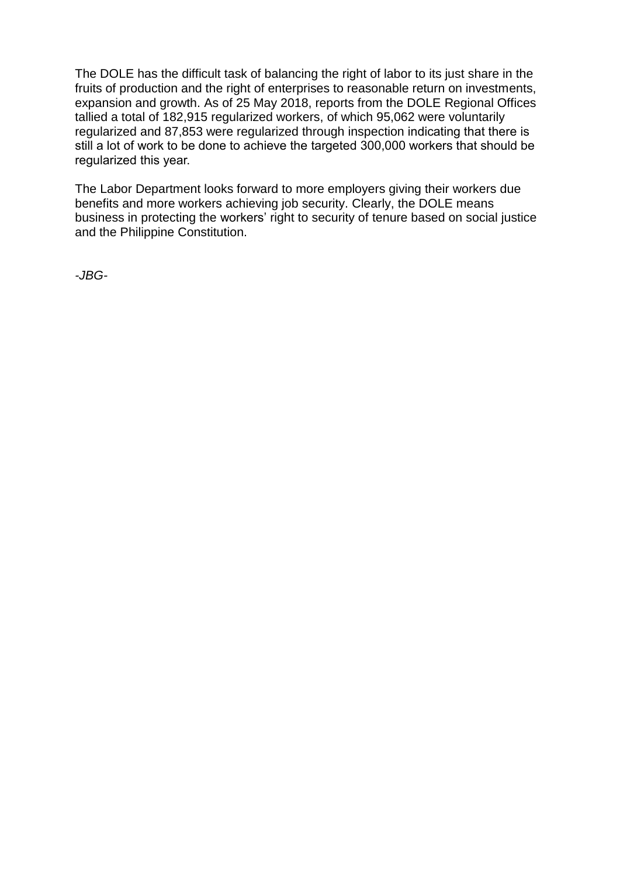The DOLE has the difficult task of balancing the right of labor to its just share in the fruits of production and the right of enterprises to reasonable return on investments, expansion and growth. As of 25 May 2018, reports from the DOLE Regional Offices tallied a total of 182,915 regularized workers, of which 95,062 were voluntarily regularized and 87,853 were regularized through inspection indicating that there is still a lot of work to be done to achieve the targeted 300,000 workers that should be regularized this year.

The Labor Department looks forward to more employers giving their workers due benefits and more workers achieving job security. Clearly, the DOLE means business in protecting the workers' right to security of tenure based on social justice and the Philippine Constitution.

*-JBG-*